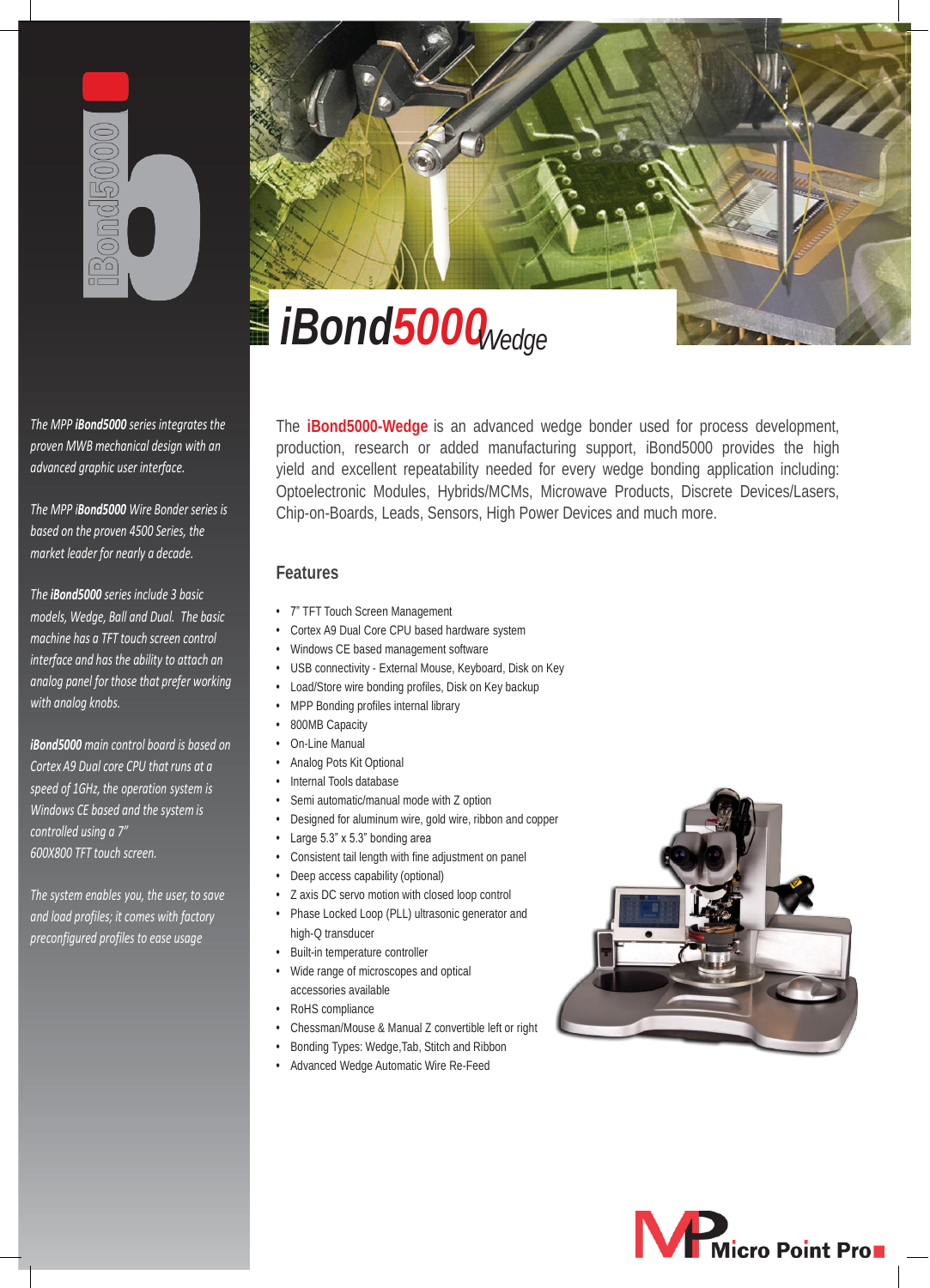# iBond5000 Wedge

*The MPP **iBond5000** series integrates the proven MWB mechanical design with an advanced graphic user interface.*

*The MPP **iBond5000** Wire Bonder series is based on the proven 4500 Series, the market leader for nearly a decade.*

*The **iBond5000** series include 3 basic models, Wedge, Ball and Dual. The basic machine has a TFT touch screen control interface and has the ability to attach an analog panel for those that prefer working with analog knobs.*

***iBond5000** main control board is based on Cortex A9 Dual core CPU that runs at a speed of 1GHz, the operation system is Windows CE based and the system is controlled using a 7" 600X800 TFT touch screen.*

*The system enables you, the user, to save and load profiles; it comes with factory preconfigured profiles to ease usage*

The **iBond5000-Wedge** is an advanced wedge bonder used for process development, production, research or added manufacturing support, iBond5000 provides the high yield and excellent repeatability needed for every wedge bonding application including: Optoelectronic Modules, Hybrids/MCMs, Microwave Products, Discrete Devices/Lasers, Chip-on-Boards, Leads, Sensors, High Power Devices and much more.

## Features

- 7" TFT Touch Screen Management
- Cortex A9 Dual Core CPU based hardware system
- Windows CE based management software
- USB connectivity - External Mouse, Keyboard, Disk on Key
- Load/Store wire bonding profiles, Disk on Key backup
- MPP Bonding profiles internal library
- 800MB Capacity
- On-Line Manual
- Analog Pots Kit Optional
- Internal Tools database
- Semi automatic/manual mode with Z option
- Designed for aluminum wire, gold wire, ribbon and copper
- Large 5.3" x 5.3" bonding area
- Consistent tail length with fine adjustment on panel
- Deep access capability (optional)
- Z axis DC servo motion with closed loop control
- Phase Locked Loop (PLL) ultrasonic generator and high-Q transducer
- Built-in temperature controller
- Wide range of microscopes and optical accessories available
- RoHS compliance
- Chessman/Mouse & Manual Z convertible left or right
- Bonding Types: Wedge,Tab, Stitch and Ribbon
- Advanced Wedge Automatic Wire Re-Feed

Micro Point Pro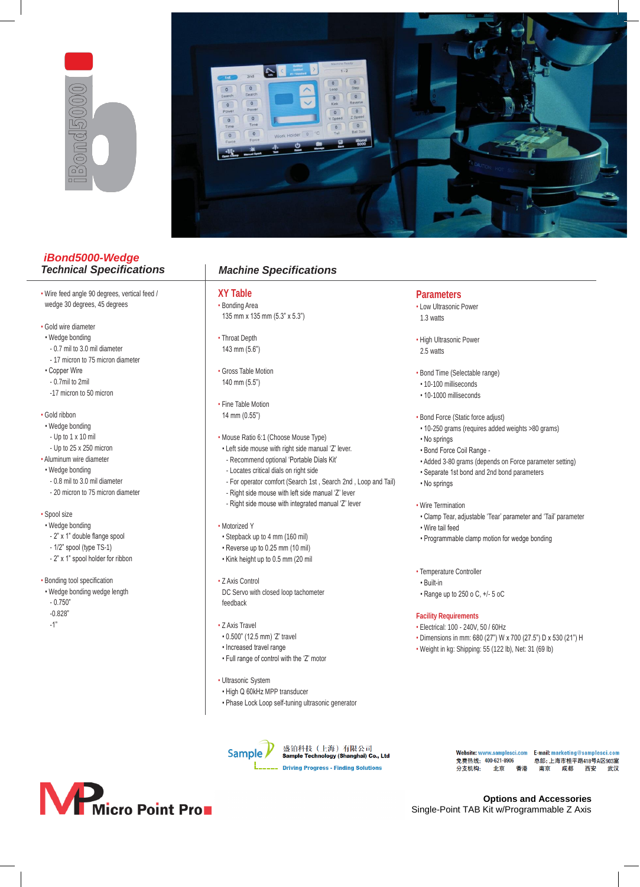## *iBond5000-Wedge*
## *Technical Specifications*

- Wire feed angle 90 degrees, vertical feed / wedge 30 degrees, 45 degrees

- Gold wire diameter
  - Wedge bonding
    - 0.7 mil to 3.0 mil diameter
    - 17 micron to 75 micron diameter
  - Copper Wire
    - 0.7mil to 2mil
    - 17 micron to 50 micron

- Gold ribbon
  - Wedge bonding
    - Up to 1 x 10 mil
    - Up to 25 x 250 micron
- Aluminum wire diameter
  - Wedge bonding
    - 0.8 mil to 3.0 mil diameter
    - 20 micron to 75 micron diameter

- Spool size
  - Wedge bonding
    - 2" x 1" double flange spool
    - 1/2" spool (type TS-1)
    - 2" x 1" spool holder for ribbon

- Bonding tool specification
  - Wedge bonding wedge length
    - 0.750"
    - 0.828"
    - 1"

## *Machine Specifications*

### XY Table

- Bonding Area
  135 mm x 135 mm (5.3" x 5.3")

- Throat Depth
  143 mm (5.6")

- Gross Table Motion
  140 mm (5.5")

- Fine Table Motion
  14 mm (0.55")

- Mouse Ratio 6:1 (Choose Mouse Type)
  - Left side mouse with right side manual 'Z' lever.
    - Recommend optional 'Portable Dials Kit'
    - Locates critical dials on right side
    - For operator comfort (Search 1st , Search 2nd , Loop and Tail)
    - Right side mouse with left side manual 'Z' lever
    - Right side mouse with integrated manual 'Z' lever

- Motorized Y
  - Stepback up to 4 mm (160 mil)
  - Reverse up to 0.25 mm (10 mil)
  - Kink height up to 0.5 mm (20 mil

- Z Axis Control
  DC Servo with closed loop tachometer feedback

- Z Axis Travel
  - 0.500" (12.5 mm) 'Z' travel
  - Increased travel range
  - Full range of control with the 'Z' motor

- Ultrasonic System
  - High Q 60kHz MPP transducer
  - Phase Lock Loop self-tuning ultrasonic generator

### Parameters

- Low Ultrasonic Power
  1.3 watts

- High Ultrasonic Power
  2.5 watts

- Bond Time (Selectable range)
  - 10-100 milliseconds
  - 10-1000 milliseconds

- Bond Force (Static force adjust)
  - 10-250 grams (requires added weights >80 grams)
  - No springs
  - Bond Force Coil Range -
  - Added 3-80 grams (depends on Force parameter setting)
  - Separate 1st bond and 2nd bond parameters
  - No springs

- Wire Termination
  - Clamp Tear, adjustable 'Tear' parameter and 'Tail' parameter
  - Wire tail feed
  - Programmable clamp motion for wedge bonding

- Temperature Controller
  - Built-in
  - Range up to 250 o C, +/- 5 oC

### Facility Requirements

- Electrical: 100 - 240V, 50 / 60Hz
- Dimensions in mm: 680 (27") W x 700 (27.5") D x 530 (21") H
- Weight in kg: Shipping: 55 (122 lb), Net: 31 (69 lb)

Sample
盛铂科技（上海）有限公司
Sample Technology (Shanghai) Co., Ltd
Driving Progress - Finding Solutions

Website: www.samplesci.com E-mail: marketing@samplesci.com
免费热线: 400-621-8906 总部: 上海市桂平路418号A区903室
分支机构: 北京 香港 南京 成都 西安 武汉

Micro Point Pro

**Options and Accessories**
Single-Point TAB Kit w/Programmable Z Axis